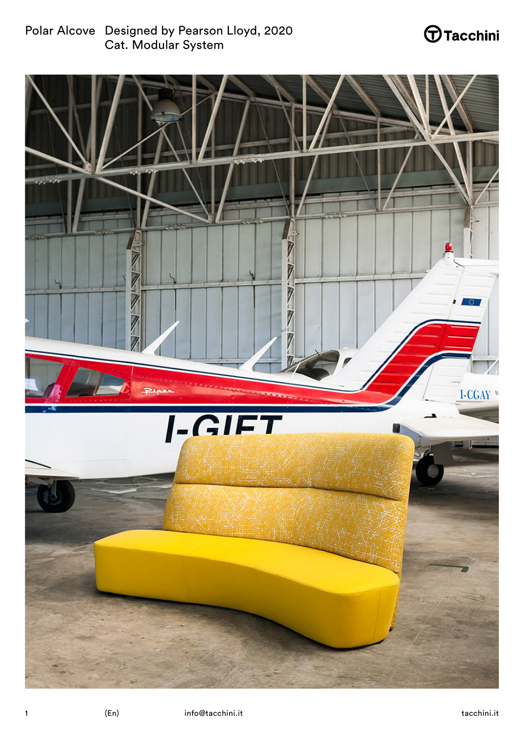Polar Alcove Designed by Pearson Lloyd, 2020
Cat. Modular System

Tacchini

(En) info@tacchini.it tacchini.it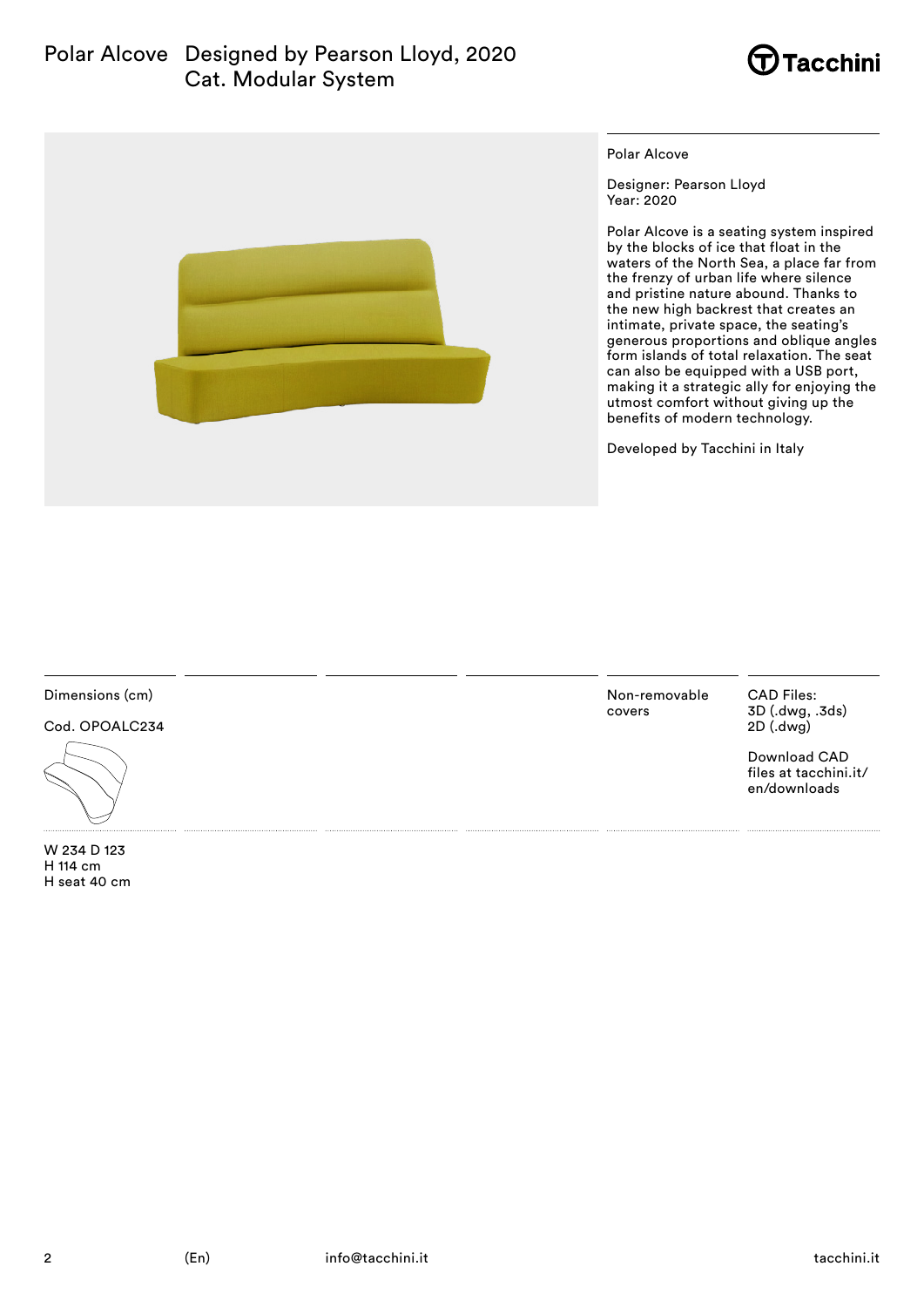# Polar Alcove Designed by Pearson Lloyd, 2020

Cat. Modular System

Tacchini

Polar Alcove

Designer: Pearson Lloyd
Year: 2020

Polar Alcove is a seating system inspired by the blocks of ice that float in the waters of the North Sea, a place far from the frenzy of urban life where silence and pristine nature abound. Thanks to the new high backrest that creates an intimate, private space, the seating's generous proportions and oblique angles form islands of total relaxation. The seat can also be equipped with a USB port, making it a strategic ally for enjoying the utmost comfort without giving up the benefits of modern technology.

Developed by Tacchini in Italy

Dimensions (cm)

Cod. OPOALC234

W 234 D 123
H 114 cm
H seat 40 cm

Non-removable covers

CAD Files:
3D (.dwg, .3ds)
2D (.dwg)

Download CAD files at tacchini.it/en/downloads

(En) info@tacchini.it tacchini.it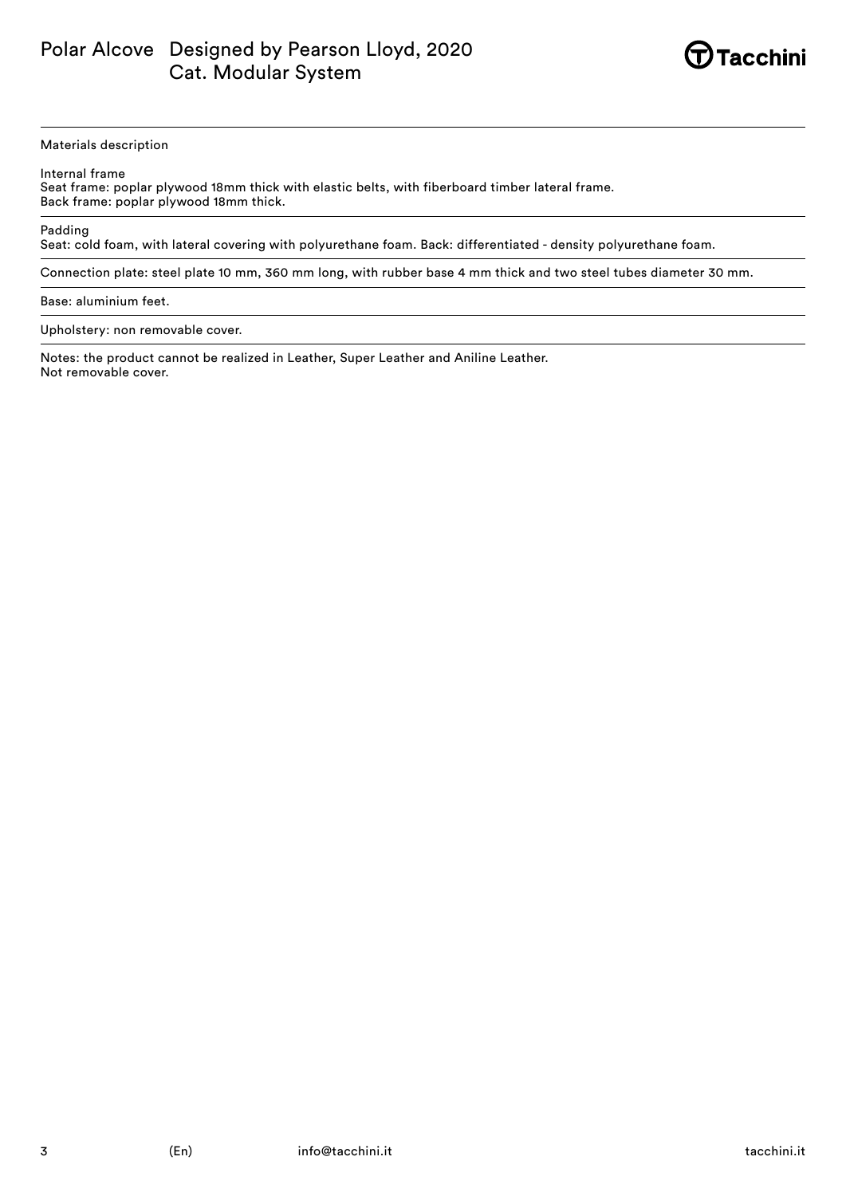# Polar Alcove Designed by Pearson Lloyd, 2020
## Cat. Modular System

Materials description

Internal frame
Seat frame: poplar plywood 18mm thick with elastic belts, with fiberboard timber lateral frame.
Back frame: poplar plywood 18mm thick.

Padding
Seat: cold foam, with lateral covering with polyurethane foam. Back: differentiated - density polyurethane foam.

Connection plate: steel plate 10 mm, 360 mm long, with rubber base 4 mm thick and two steel tubes diameter 30 mm.

Base: aluminium feet.

Upholstery: non removable cover.

Notes: the product cannot be realized in Leather, Super Leather and Aniline Leather.
Not removable cover.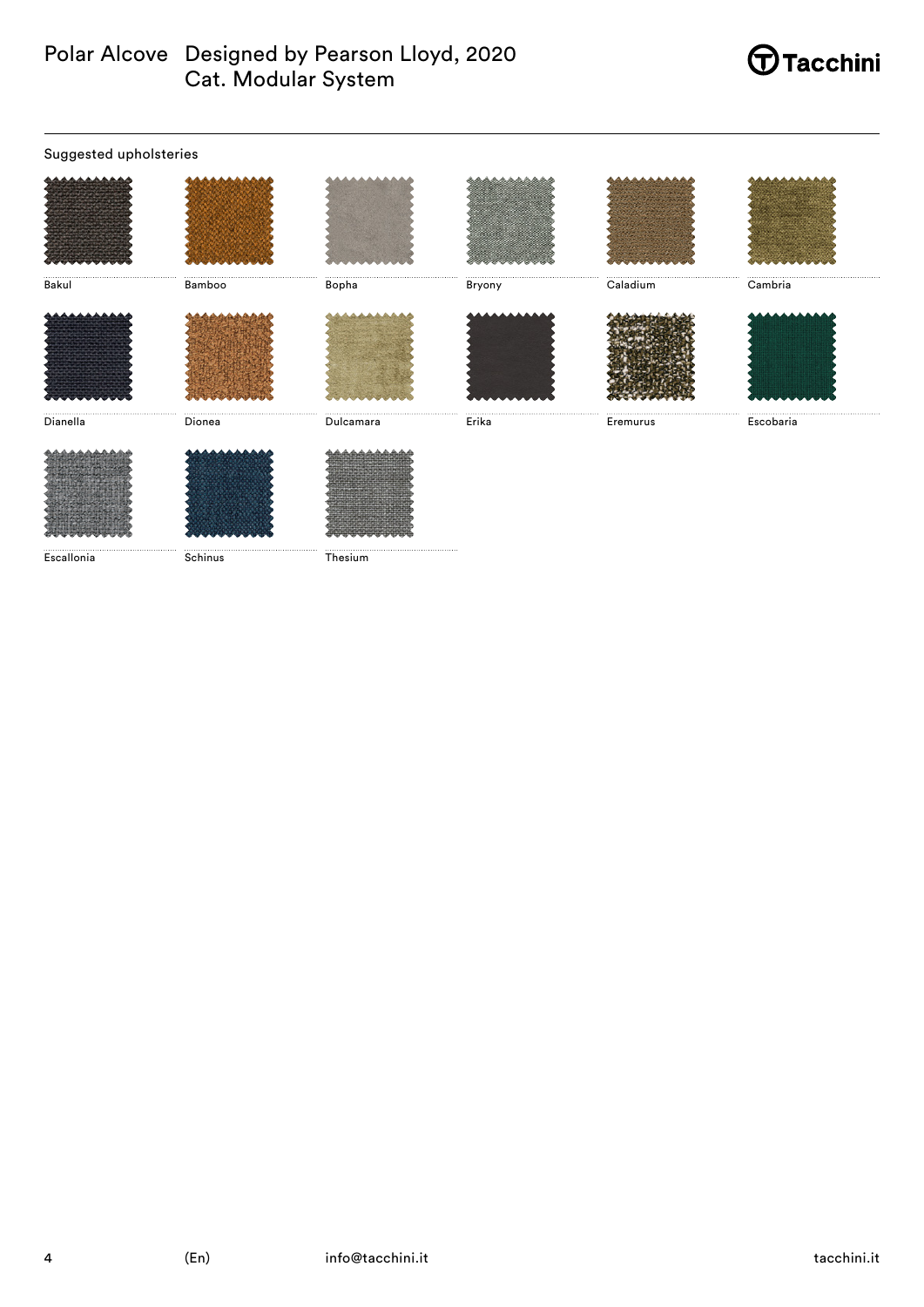Polar Alcove Designed by Pearson Lloyd, 2020
Cat. Modular System

Tacchini

Suggested upholsteries

Bakul

Bamboo

Bopha

Bryony

Caladium

Cambria

Dianella

Dionea

Dulcamara

Erika

Eremurus

Escobaria

Escallonia

Schinus

Thesium

(En) info@tacchini.it tacchini.it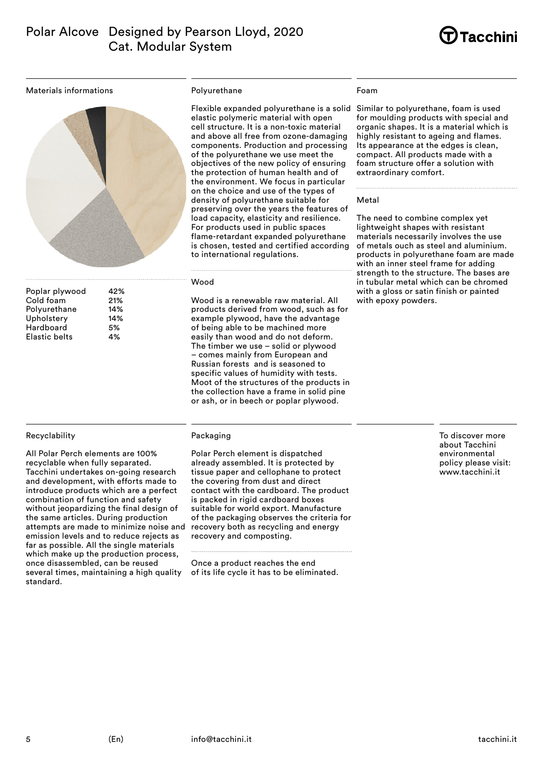# Polar Alcove Designed by Pearson Lloyd, 2020
## Cat. Modular System

### Materials informations

| Material | % |
|---|---|
| Poplar plywood | 42% |
| Cold foam | 21% |
| Polyurethane | 14% |
| Upholstery | 14% |
| Hardboard | 5% |
| Elastic belts | 4% |

### Polyurethane

Flexible expanded polyurethane is a solid elastic polymeric material with open cell structure. It is a non-toxic material and above all free from ozone-damaging components. Production and processing of the polyurethane we use meet the objectives of the new policy of ensuring the protection of human health and of the environment. We focus in particular on the choice and use of the types of density of polyurethane suitable for preserving over the years the features of load capacity, elasticity and resilience. For products used in public spaces flame-retardant expanded polyurethane is chosen, tested and certified according to international regulations.

### Wood

Wood is a renewable raw material. All products derived from wood, such as for example plywood, have the advantage of being able to be machined more easily than wood and do not deform. The timber we use – solid or plywood – comes mainly from European and Russian forests  and is seasoned to specific values of humidity with tests. Moot of the structures of the products in the collection have a frame in solid pine or ash, or in beech or poplar plywood.

### Foam

Similar to polyurethane, foam is used for moulding products with special and organic shapes. It is a material which is highly resistant to ageing and flames. Its appearance at the edges is clean, compact. All products made with a foam structure offer a solution with extraordinary comfort.

### Metal

The need to combine complex yet lightweight shapes with resistant materials necessarily involves the use of metals ouch as steel and aluminium. products in polyurethane foam are made with an inner steel frame for adding strength to the structure. The bases are in tubular metal which can be chromed with a gloss or satin finish or painted with epoxy powders.

### Recyclability

All Polar Perch elements are 100% recyclable when fully separated. Tacchini undertakes on-going research and development, with efforts made to introduce products which are a perfect combination of function and safety without jeopardizing the final design of the same articles. During production attempts are made to minimize noise and emission levels and to reduce rejects as far as possible. All the single materials which make up the production process, once disassembled, can be reused several times, maintaining a high quality standard.

### Packaging

Polar Perch element is dispatched already assembled. It is protected by tissue paper and cellophane to protect the covering from dust and direct contact with the cardboard. The product is packed in rigid cardboard boxes suitable for world export. Manufacture of the packaging observes the criteria for recovery both as recycling and energy recovery and composting.

Once a product reaches the end of its life cycle it has to be eliminated.

To discover more about Tacchini environmental policy please visit: www.tacchini.it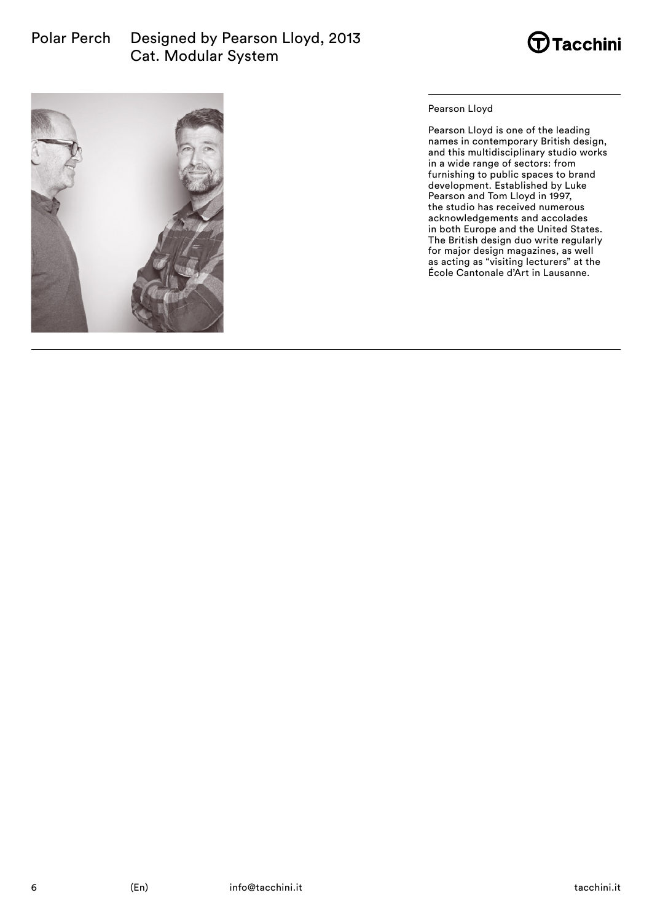Polar Perch Designed by Pearson Lloyd, 2013
Cat. Modular System

## Pearson Lloyd

Pearson Lloyd is one of the leading names in contemporary British design, and this multidisciplinary studio works in a wide range of sectors: from furnishing to public spaces to brand development. Established by Luke Pearson and Tom Lloyd in 1997, the studio has received numerous acknowledgements and accolades in both Europe and the United States. The British design duo write regularly for major design magazines, as well as acting as "visiting lecturers" at the École Cantonale d'Art in Lausanne.